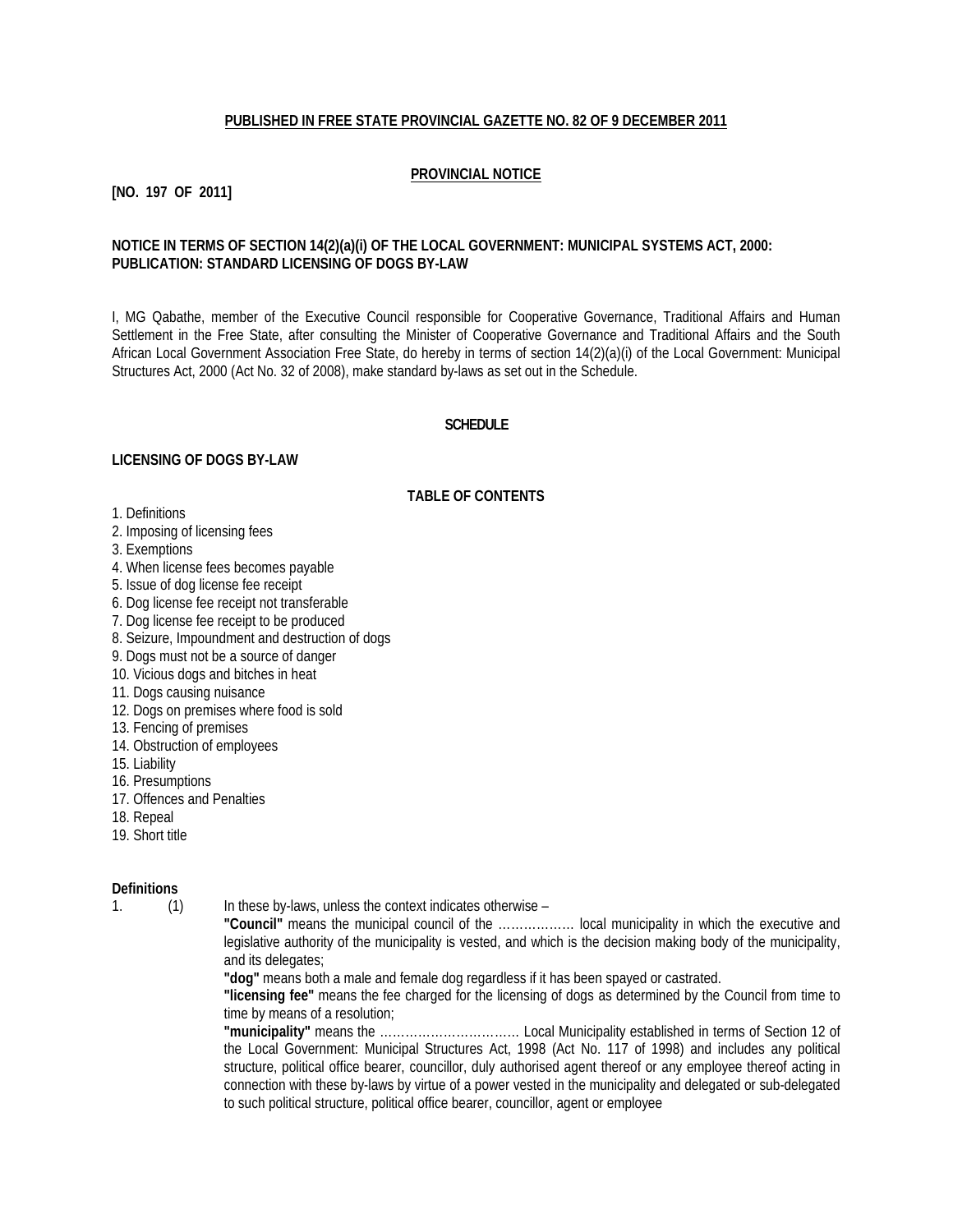**PUBLISHED IN FREE STATE PROVINCIAL GAZETTE NO. 82 OF 9 DECEMBER 2011**

**PROVINCIAL NOTICE**

**[NO. 197 OF 2011]**

**NOTICE IN TERMS OF SECTION 14(2)(a)(i) OF THE LOCAL GOVERNMENT: MUNICIPAL SYSTEMS ACT, 2000: PUBLICATION: STANDARD LICENSING OF DOGS BY-LAW**

I, MG Qabathe, member of the Executive Council responsible for Cooperative Governance, Traditional Affairs and Human Settlement in the Free State, after consulting the Minister of Cooperative Governance and Traditional Affairs and the South African Local Government Association Free State, do hereby in terms of section 14(2)(a)(i) of the Local Government: Municipal Structures Act, 2000 (Act No. 32 of 2008), make standard by-laws as set out in the Schedule.

**SCHEDULE**

**LICENSING OF DOGS BY-LAW**

**TABLE OF CONTENTS**

1. Definitions
2. Imposing of licensing fees
3. Exemptions
4. When license fees becomes payable
5. Issue of dog license fee receipt
6. Dog license fee receipt not transferable
7. Dog license fee receipt to be produced
8. Seizure, Impoundment and destruction of dogs
9. Dogs must not be a source of danger
10. Vicious dogs and bitches in heat
11. Dogs causing nuisance
12. Dogs on premises where food is sold
13. Fencing of premises
14. Obstruction of employees
15. Liability
16. Presumptions
17. Offences and Penalties
18. Repeal
19. Short title

**Definitions**

1. (1) In these by-laws, unless the context indicates otherwise –

**"Council"** means the municipal council of the ……………… local municipality in which the executive and legislative authority of the municipality is vested, and which is the decision making body of the municipality, and its delegates;

**"dog"** means both a male and female dog regardless if it has been spayed or castrated.

**"licensing fee"** means the fee charged for the licensing of dogs as determined by the Council from time to time by means of a resolution;

**"municipality"** means the …………………………… Local Municipality established in terms of Section 12 of the Local Government: Municipal Structures Act, 1998 (Act No. 117 of 1998) and includes any political structure, political office bearer, councillor, duly authorised agent thereof or any employee thereof acting in connection with these by-laws by virtue of a power vested in the municipality and delegated or sub-delegated to such political structure, political office bearer, councillor, agent or employee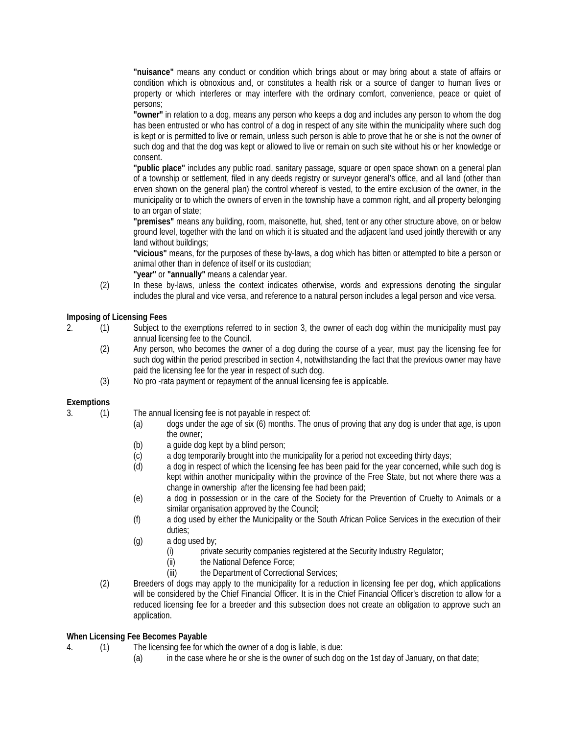**"nuisance"** means any conduct or condition which brings about or may bring about a state of affairs or condition which is obnoxious and, or constitutes a health risk or a source of danger to human lives or property or which interferes or may interfere with the ordinary comfort, convenience, peace or quiet of persons;

**"owner"** in relation to a dog, means any person who keeps a dog and includes any person to whom the dog has been entrusted or who has control of a dog in respect of any site within the municipality where such dog is kept or is permitted to live or remain, unless such person is able to prove that he or she is not the owner of such dog and that the dog was kept or allowed to live or remain on such site without his or her knowledge or consent.

**"public place"** includes any public road, sanitary passage, square or open space shown on a general plan of a township or settlement, filed in any deeds registry or surveyor general's office, and all land (other than erven shown on the general plan) the control whereof is vested, to the entire exclusion of the owner, in the municipality or to which the owners of erven in the township have a common right, and all property belonging to an organ of state;

**"premises"** means any building, room, maisonette, hut, shed, tent or any other structure above, on or below ground level, together with the land on which it is situated and the adjacent land used jointly therewith or any land without buildings;

**"vicious"** means, for the purposes of these by-laws, a dog which has bitten or attempted to bite a person or animal other than in defence of itself or its custodian;

**"year"** or **"annually"** means a calendar year.

(2) In these by-laws, unless the context indicates otherwise, words and expressions denoting the singular includes the plural and vice versa, and reference to a natural person includes a legal person and vice versa.

**Imposing of Licensing Fees**

2. (1) Subject to the exemptions referred to in section 3, the owner of each dog within the municipality must pay annual licensing fee to the Council.

(2) Any person, who becomes the owner of a dog during the course of a year, must pay the licensing fee for such dog within the period prescribed in section 4, notwithstanding the fact that the previous owner may have paid the licensing fee for the year in respect of such dog.

(3) No pro -rata payment or repayment of the annual licensing fee is applicable.

**Exemptions**

3. (1) The annual licensing fee is not payable in respect of:

(a) dogs under the age of six (6) months. The onus of proving that any dog is under that age, is upon the owner;

(b) a guide dog kept by a blind person;

(c) a dog temporarily brought into the municipality for a period not exceeding thirty days;

(d) a dog in respect of which the licensing fee has been paid for the year concerned, while such dog is kept within another municipality within the province of the Free State, but not where there was a change in ownership after the licensing fee had been paid;

(e) a dog in possession or in the care of the Society for the Prevention of Cruelty to Animals or a similar organisation approved by the Council;

(f) a dog used by either the Municipality or the South African Police Services in the execution of their duties;

(g) a dog used by;

(i) private security companies registered at the Security Industry Regulator;

(ii) the National Defence Force;

(iii) the Department of Correctional Services;

(2) Breeders of dogs may apply to the municipality for a reduction in licensing fee per dog, which applications will be considered by the Chief Financial Officer. It is in the Chief Financial Officer's discretion to allow for a reduced licensing fee for a breeder and this subsection does not create an obligation to approve such an application.

**When Licensing Fee Becomes Payable**

4. (1) The licensing fee for which the owner of a dog is liable, is due:

(a) in the case where he or she is the owner of such dog on the 1st day of January, on that date;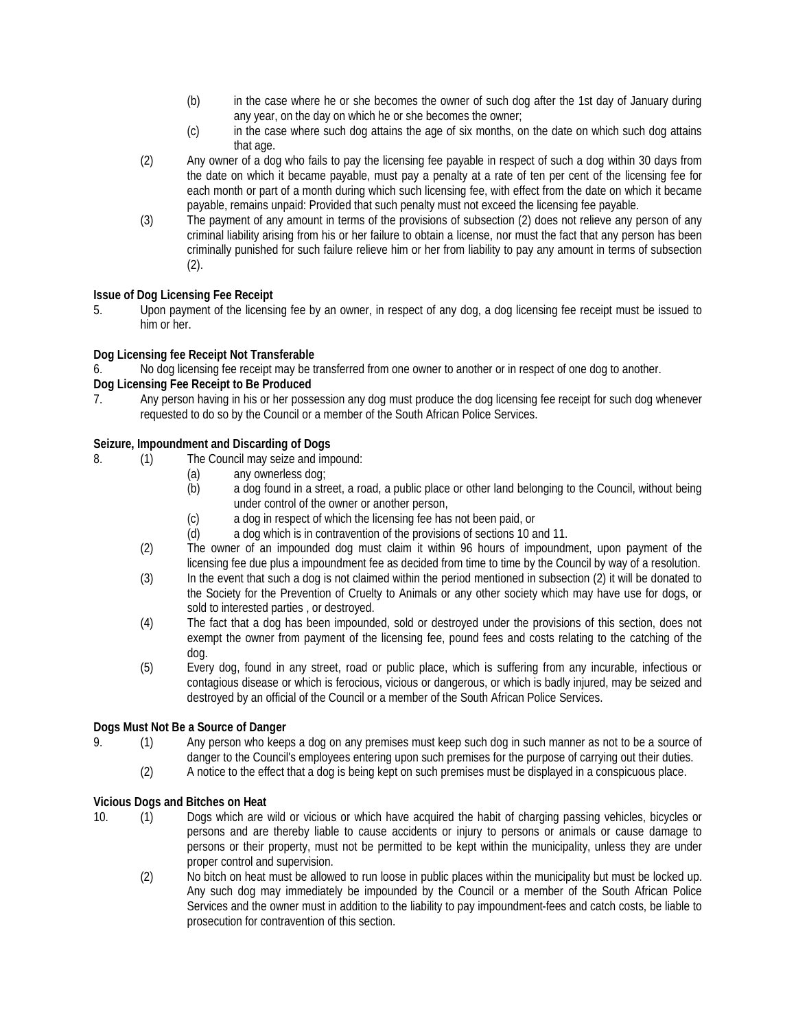(b) in the case where he or she becomes the owner of such dog after the 1st day of January during any year, on the day on which he or she becomes the owner;

(c) in the case where such dog attains the age of six months, on the date on which such dog attains that age.

(2) Any owner of a dog who fails to pay the licensing fee payable in respect of such a dog within 30 days from the date on which it became payable, must pay a penalty at a rate of ten per cent of the licensing fee for each month or part of a month during which such licensing fee, with effect from the date on which it became payable, remains unpaid: Provided that such penalty must not exceed the licensing fee payable.

(3) The payment of any amount in terms of the provisions of subsection (2) does not relieve any person of any criminal liability arising from his or her failure to obtain a license, nor must the fact that any person has been criminally punished for such failure relieve him or her from liability to pay any amount in terms of subsection (2).

**Issue of Dog Licensing Fee Receipt**

5. Upon payment of the licensing fee by an owner, in respect of any dog, a dog licensing fee receipt must be issued to him or her.

**Dog Licensing fee Receipt Not Transferable**

6. No dog licensing fee receipt may be transferred from one owner to another or in respect of one dog to another.

**Dog Licensing Fee Receipt to Be Produced**

7. Any person having in his or her possession any dog must produce the dog licensing fee receipt for such dog whenever requested to do so by the Council or a member of the South African Police Services.

**Seizure, Impoundment and Discarding of Dogs**

8. (1) The Council may seize and impound:

(a) any ownerless dog;

(b) a dog found in a street, a road, a public place or other land belonging to the Council, without being under control of the owner or another person,

(c) a dog in respect of which the licensing fee has not been paid, or

(d) a dog which is in contravention of the provisions of sections 10 and 11.

(2) The owner of an impounded dog must claim it within 96 hours of impoundment, upon payment of the licensing fee due plus a impoundment fee as decided from time to time by the Council by way of a resolution.

(3) In the event that such a dog is not claimed within the period mentioned in subsection (2) it will be donated to the Society for the Prevention of Cruelty to Animals or any other society which may have use for dogs, or sold to interested parties , or destroyed.

(4) The fact that a dog has been impounded, sold or destroyed under the provisions of this section, does not exempt the owner from payment of the licensing fee, pound fees and costs relating to the catching of the dog.

(5) Every dog, found in any street, road or public place, which is suffering from any incurable, infectious or contagious disease or which is ferocious, vicious or dangerous, or which is badly injured, may be seized and destroyed by an official of the Council or a member of the South African Police Services.

**Dogs Must Not Be a Source of Danger**

9. (1) Any person who keeps a dog on any premises must keep such dog in such manner as not to be a source of danger to the Council's employees entering upon such premises for the purpose of carrying out their duties.

(2) A notice to the effect that a dog is being kept on such premises must be displayed in a conspicuous place.

**Vicious Dogs and Bitches on Heat**

10. (1) Dogs which are wild or vicious or which have acquired the habit of charging passing vehicles, bicycles or persons and are thereby liable to cause accidents or injury to persons or animals or cause damage to persons or their property, must not be permitted to be kept within the municipality, unless they are under proper control and supervision.

(2) No bitch on heat must be allowed to run loose in public places within the municipality but must be locked up. Any such dog may immediately be impounded by the Council or a member of the South African Police Services and the owner must in addition to the liability to pay impoundment-fees and catch costs, be liable to prosecution for contravention of this section.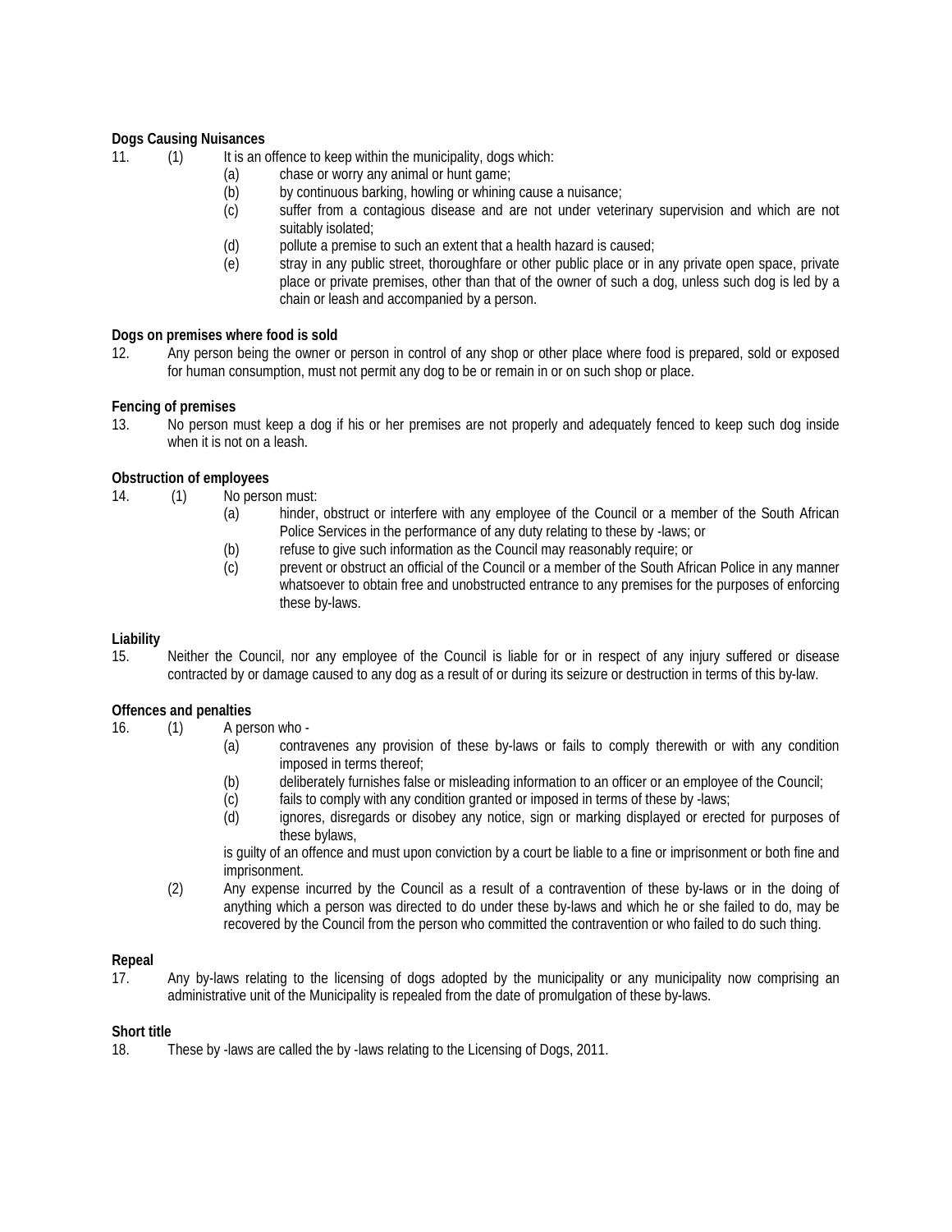**Dogs Causing Nuisances**

11. (1) It is an offence to keep within the municipality, dogs which:
   - (a) chase or worry any animal or hunt game;
   - (b) by continuous barking, howling or whining cause a nuisance;
   - (c) suffer from a contagious disease and are not under veterinary supervision and which are not suitably isolated;
   - (d) pollute a premise to such an extent that a health hazard is caused;
   - (e) stray in any public street, thoroughfare or other public place or in any private open space, private place or private premises, other than that of the owner of such a dog, unless such dog is led by a chain or leash and accompanied by a person.

**Dogs on premises where food is sold**

12. Any person being the owner or person in control of any shop or other place where food is prepared, sold or exposed for human consumption, must not permit any dog to be or remain in or on such shop or place.

**Fencing of premises**

13. No person must keep a dog if his or her premises are not properly and adequately fenced to keep such dog inside when it is not on a leash.

**Obstruction of employees**

14. (1) No person must:
   - (a) hinder, obstruct or interfere with any employee of the Council or a member of the South African Police Services in the performance of any duty relating to these by -laws; or
   - (b) refuse to give such information as the Council may reasonably require; or
   - (c) prevent or obstruct an official of the Council or a member of the South African Police in any manner whatsoever to obtain free and unobstructed entrance to any premises for the purposes of enforcing these by-laws.

**Liability**

15. Neither the Council, nor any employee of the Council is liable for or in respect of any injury suffered or disease contracted by or damage caused to any dog as a result of or during its seizure or destruction in terms of this by-law.

**Offences and penalties**

16. (1) A person who -
   - (a) contravenes any provision of these by-laws or fails to comply therewith or with any condition imposed in terms thereof;
   - (b) deliberately furnishes false or misleading information to an officer or an employee of the Council;
   - (c) fails to comply with any condition granted or imposed in terms of these by -laws;
   - (d) ignores, disregards or disobey any notice, sign or marking displayed or erected for purposes of these bylaws,

   is guilty of an offence and must upon conviction by a court be liable to a fine or imprisonment or both fine and imprisonment.

   (2) Any expense incurred by the Council as a result of a contravention of these by-laws or in the doing of anything which a person was directed to do under these by-laws and which he or she failed to do, may be recovered by the Council from the person who committed the contravention or who failed to do such thing.

**Repeal**

17. Any by-laws relating to the licensing of dogs adopted by the municipality or any municipality now comprising an administrative unit of the Municipality is repealed from the date of promulgation of these by-laws.

**Short title**

18. These by -laws are called the by -laws relating to the Licensing of Dogs, 2011.